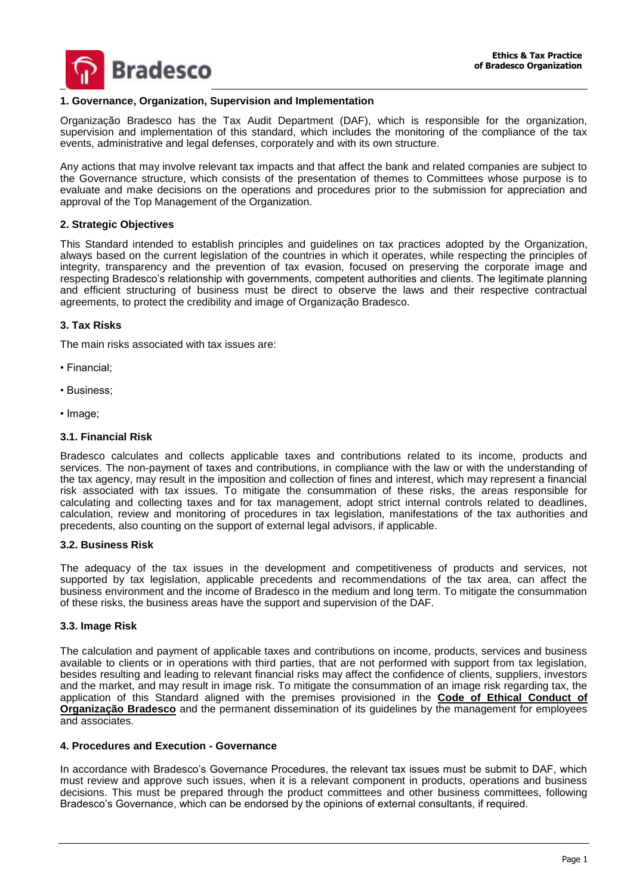## 1. Governance, Organization, Supervision and Implementation

Organização Bradesco has the Tax Audit Department (DAF), which is responsible for the organization, supervision and implementation of this standard, which includes the monitoring of the compliance of the tax events, administrative and legal defenses, corporately and with its own structure.

Any actions that may involve relevant tax impacts and that affect the bank and related companies are subject to the Governance structure, which consists of the presentation of themes to Committees whose purpose is to evaluate and make decisions on the operations and procedures prior to the submission for appreciation and approval of the Top Management of the Organization.

## 2. Strategic Objectives

This Standard intended to establish principles and guidelines on tax practices adopted by the Organization, always based on the current legislation of the countries in which it operates, while respecting the principles of integrity, transparency and the prevention of tax evasion, focused on preserving the corporate image and respecting Bradesco's relationship with governments, competent authorities and clients. The legitimate planning and efficient structuring of business must be direct to observe the laws and their respective contractual agreements, to protect the credibility and image of Organização Bradesco.

## 3. Tax Risks

The main risks associated with tax issues are:

- Financial;
- Business;
- Image;

### 3.1. Financial Risk

Bradesco calculates and collects applicable taxes and contributions related to its income, products and services. The non-payment of taxes and contributions, in compliance with the law or with the understanding of the tax agency, may result in the imposition and collection of fines and interest, which may represent a financial risk associated with tax issues. To mitigate the consummation of these risks, the areas responsible for calculating and collecting taxes and for tax management, adopt strict internal controls related to deadlines, calculation, review and monitoring of procedures in tax legislation, manifestations of the tax authorities and precedents, also counting on the support of external legal advisors, if applicable.

### 3.2. Business Risk

The adequacy of the tax issues in the development and competitiveness of products and services, not supported by tax legislation, applicable precedents and recommendations of the tax area, can affect the business environment and the income of Bradesco in the medium and long term. To mitigate the consummation of these risks, the business areas have the support and supervision of the DAF.

### 3.3. Image Risk

The calculation and payment of applicable taxes and contributions on income, products, services and business available to clients or in operations with third parties, that are not performed with support from tax legislation, besides resulting and leading to relevant financial risks may affect the confidence of clients, suppliers, investors and the market, and may result in image risk. To mitigate the consummation of an image risk regarding tax, the application of this Standard aligned with the premises provisioned in the **Code of Ethical Conduct of Organização Bradesco** and the permanent dissemination of its guidelines by the management for employees and associates.

## 4. Procedures and Execution - Governance

In accordance with Bradesco's Governance Procedures, the relevant tax issues must be submit to DAF, which must review and approve such issues, when it is a relevant component in products, operations and business decisions. This must be prepared through the product committees and other business committees, following Bradesco's Governance, which can be endorsed by the opinions of external consultants, if required.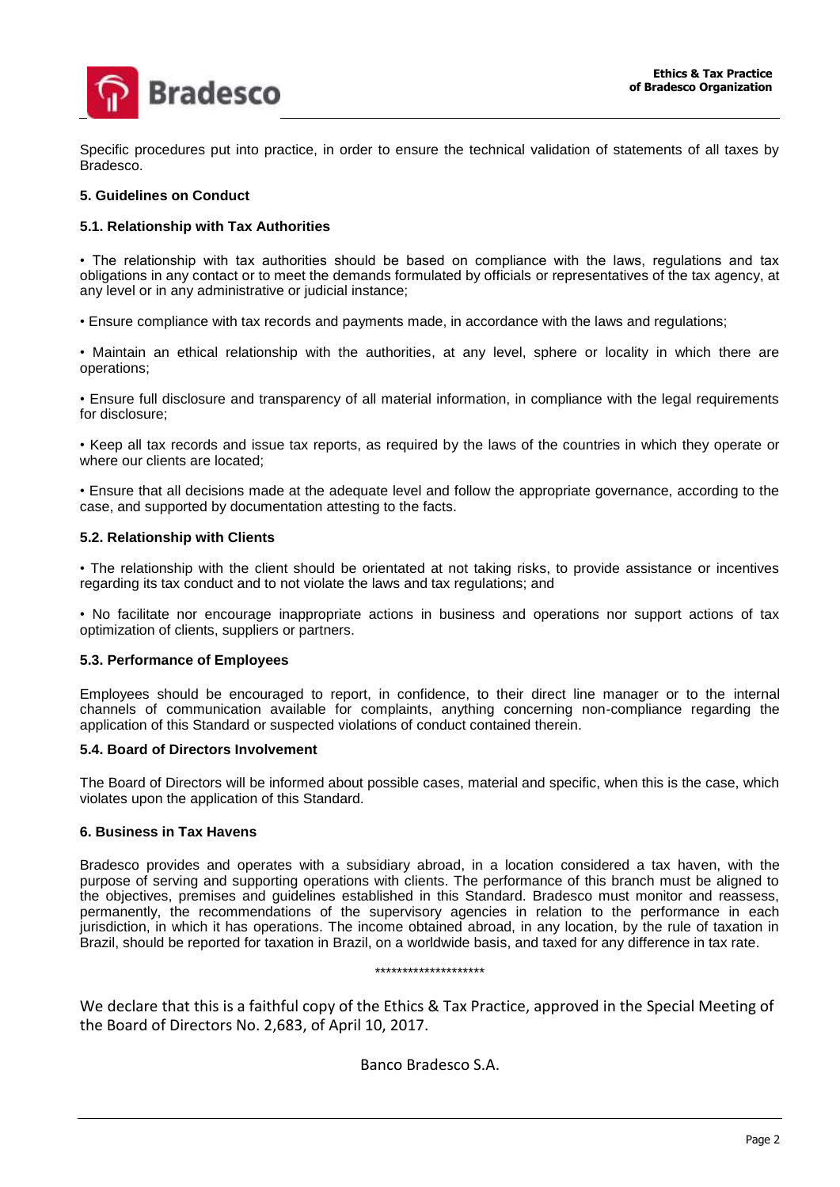Specific procedures put into practice, in order to ensure the technical validation of statements of all taxes by Bradesco.

**5. Guidelines on Conduct**

**5.1. Relationship with Tax Authorities**

• The relationship with tax authorities should be based on compliance with the laws, regulations and tax obligations in any contact or to meet the demands formulated by officials or representatives of the tax agency, at any level or in any administrative or judicial instance;

• Ensure compliance with tax records and payments made, in accordance with the laws and regulations;

• Maintain an ethical relationship with the authorities, at any level, sphere or locality in which there are operations;

• Ensure full disclosure and transparency of all material information, in compliance with the legal requirements for disclosure;

• Keep all tax records and issue tax reports, as required by the laws of the countries in which they operate or where our clients are located;

• Ensure that all decisions made at the adequate level and follow the appropriate governance, according to the case, and supported by documentation attesting to the facts.

**5.2. Relationship with Clients**

• The relationship with the client should be orientated at not taking risks, to provide assistance or incentives regarding its tax conduct and to not violate the laws and tax regulations; and

• No facilitate nor encourage inappropriate actions in business and operations nor support actions of tax optimization of clients, suppliers or partners.

**5.3. Performance of Employees**

Employees should be encouraged to report, in confidence, to their direct line manager or to the internal channels of communication available for complaints, anything concerning non-compliance regarding the application of this Standard or suspected violations of conduct contained therein.

**5.4. Board of Directors Involvement**

The Board of Directors will be informed about possible cases, material and specific, when this is the case, which violates upon the application of this Standard.

**6. Business in Tax Havens**

Bradesco provides and operates with a subsidiary abroad, in a location considered a tax haven, with the purpose of serving and supporting operations with clients. The performance of this branch must be aligned to the objectives, premises and guidelines established in this Standard. Bradesco must monitor and reassess, permanently, the recommendations of the supervisory agencies in relation to the performance in each jurisdiction, in which it has operations. The income obtained abroad, in any location, by the rule of taxation in Brazil, should be reported for taxation in Brazil, on a worldwide basis, and taxed for any difference in tax rate.

********************

We declare that this is a faithful copy of the Ethics & Tax Practice, approved in the Special Meeting of the Board of Directors No. 2,683, of April 10, 2017.

Banco Bradesco S.A.